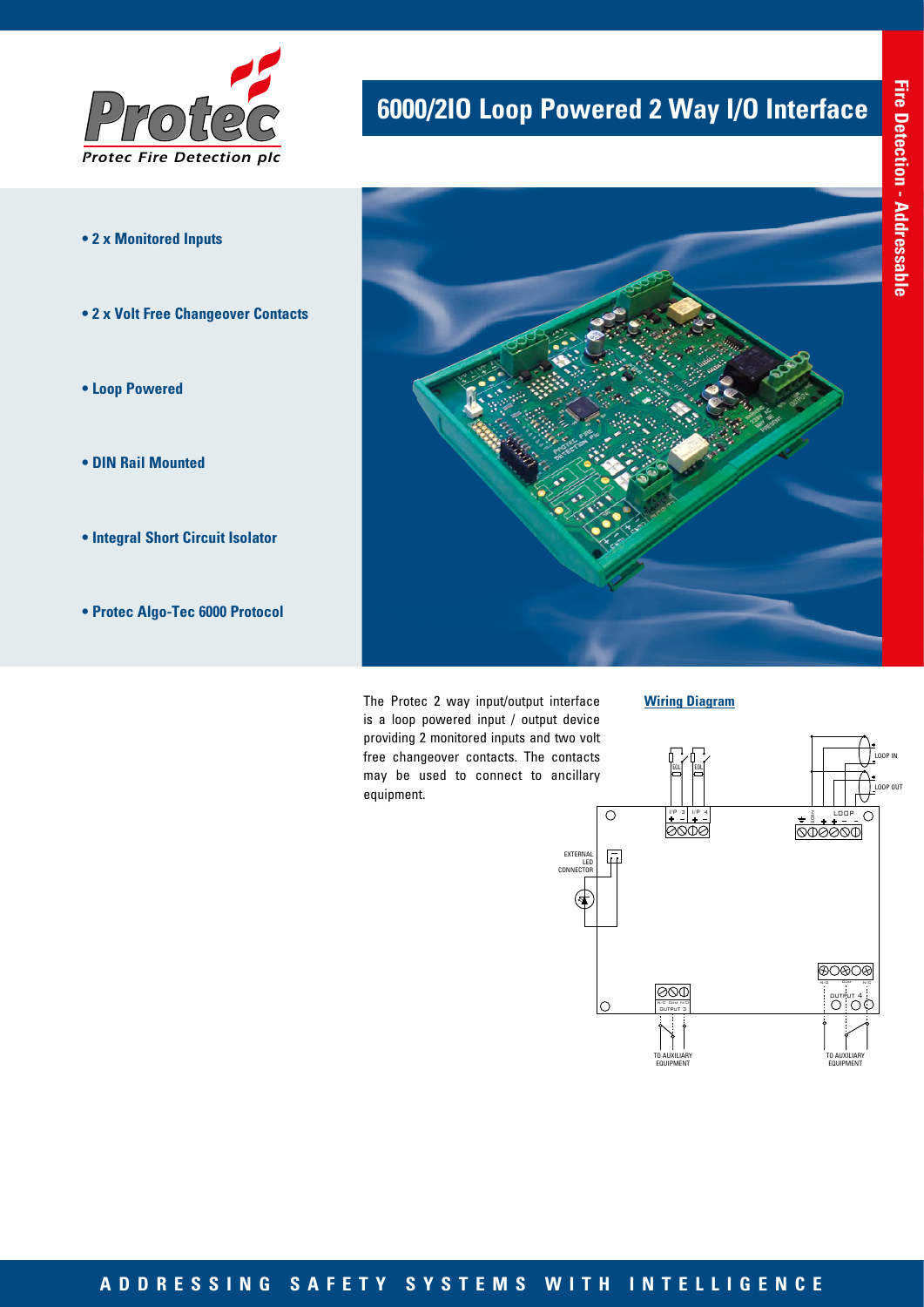Protec Fire Detection plc

# 6000/2IO Loop Powered 2 Way I/O Interface

Fire Detection - Addressable

- **2 x Monitored Inputs**
- **2 x Volt Free Changeover Contacts**
- **Loop Powered**
- **DIN Rail Mounted**
- **Integral Short Circuit Isolator**
- **Protec Algo-Tec 6000 Protocol**

The Protec 2 way input/output interface is a loop powered input / output device providing 2 monitored inputs and two volt free changeover contacts. The contacts may be used to connect to ancillary equipment.

## Wiring Diagram

LOOP IN

LOOP OUT

EOL

EOL

I/P 3

I/P 4

LOOP

EXTERNAL LED CONNECTOR

OUTPUT 3

OUTPUT 4

TO AUXILIARY EQUIPMENT

TO AUXILIARY EQUIPMENT

**ADDRESSING SAFETY SYSTEMS WITH INTELLIGENCE**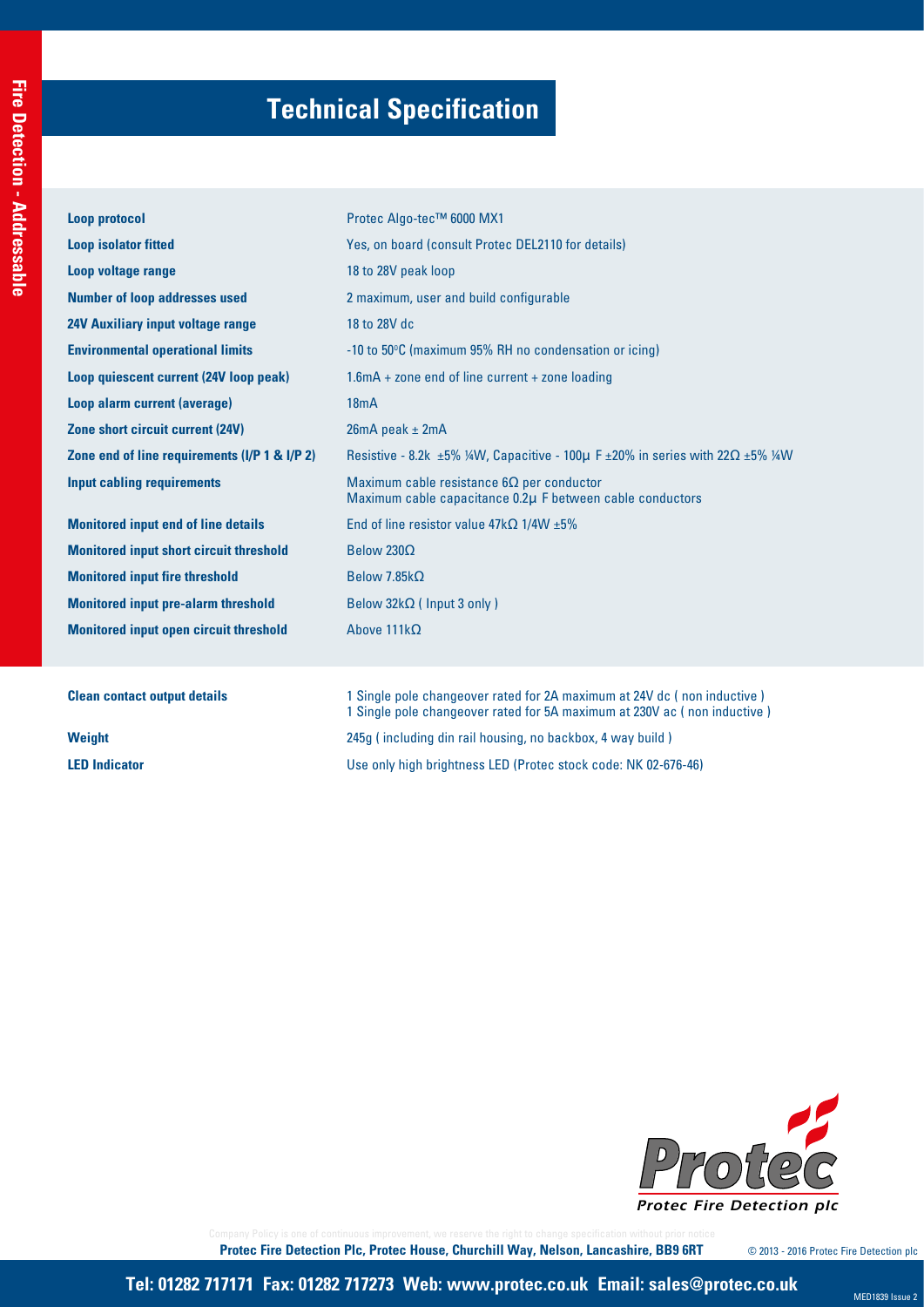# Technical Specification

| | |
|---|---|
| **Loop protocol** | Protec Algo-tec™ 6000 MX1 |
| **Loop isolator fitted** | Yes, on board (consult Protec DEL2110 for details) |
| **Loop voltage range** | 18 to 28V peak loop |
| **Number of loop addresses used** | 2 maximum, user and build configurable |
| **24V Auxiliary input voltage range** | 18 to 28V dc |
| **Environmental operational limits** | -10 to 50°C (maximum 95% RH no condensation or icing) |
| **Loop quiescent current (24V loop peak)** | 1.6mA + zone end of line current + zone loading |
| **Loop alarm current (average)** | 18mA |
| **Zone short circuit current (24V)** | 26mA peak ± 2mA |
| **Zone end of line requirements (I/P 1 & I/P 2)** | Resistive - 8.2k ±5% ¼W, Capacitive - 100µ F ±20% in series with 22Ω ±5% ¼W |
| **Input cabling requirements** | Maximum cable resistance 6Ω per conductor<br>Maximum cable capacitance 0.2µ F between cable conductors |
| **Monitored input end of line details** | End of line resistor value 47kΩ 1/4W ±5% |
| **Monitored input short circuit threshold** | Below 230Ω |
| **Monitored input fire threshold** | Below 7.85kΩ |
| **Monitored input pre-alarm threshold** | Below 32kΩ ( Input 3 only ) |
| **Monitored input open circuit threshold** | Above 111kΩ |
| **Clean contact output details** | 1 Single pole changeover rated for 2A maximum at 24V dc ( non inductive )<br>1 Single pole changeover rated for 5A maximum at 230V ac ( non inductive ) |
| **Weight** | 245g ( including din rail housing, no backbox, 4 way build ) |
| **LED Indicator** | Use only high brightness LED (Protec stock code: NK 02-676-46) |

Protec Fire Detection plc

Company Policy is one of continuous improvement, we reserve the right to change specification without prior notice

**Protec Fire Detection Plc, Protec House, Churchill Way, Nelson, Lancashire, BB9 6RT**

© 2013 - 2016 Protec Fire Detection plc

**Tel: 01282 717171 Fax: 01282 717273 Web: www.protec.co.uk Email: sales@protec.co.uk**

MED1839 Issue 2